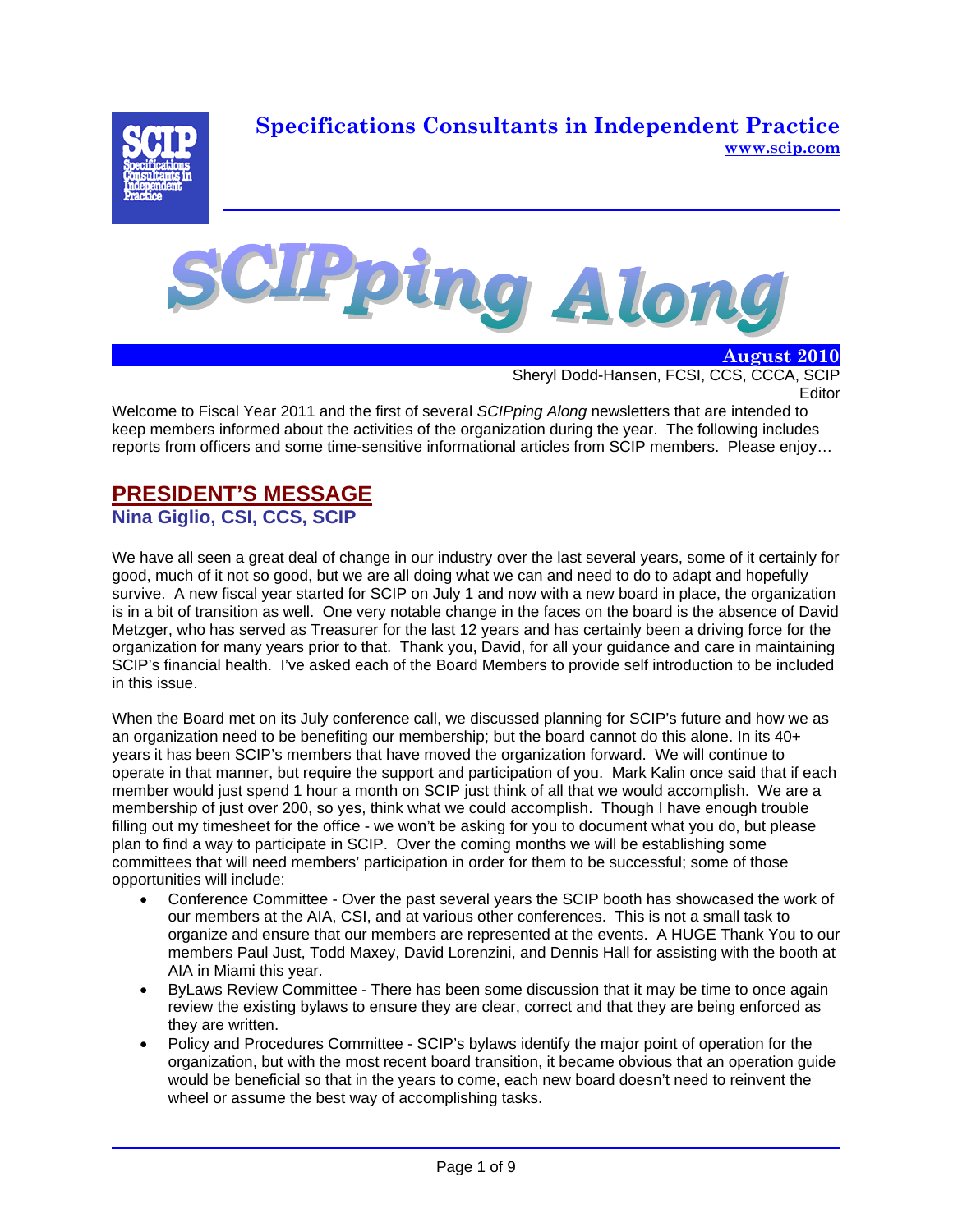**Specifications Consultants in Independent Practice**
www.scip.com

# SCIPping Along

**August 2010**

Sheryl Dodd-Hansen, FCSI, CCS, CCCA, SCIP
Editor

Welcome to Fiscal Year 2011 and the first of several *SCIPping Along* newsletters that are intended to keep members informed about the activities of the organization during the year. The following includes reports from officers and some time-sensitive informational articles from SCIP members. Please enjoy…

## PRESIDENT'S MESSAGE

### Nina Giglio, CSI, CCS, SCIP

We have all seen a great deal of change in our industry over the last several years, some of it certainly for good, much of it not so good, but we are all doing what we can and need to do to adapt and hopefully survive. A new fiscal year started for SCIP on July 1 and now with a new board in place, the organization is in a bit of transition as well. One very notable change in the faces on the board is the absence of David Metzger, who has served as Treasurer for the last 12 years and has certainly been a driving force for the organization for many years prior to that. Thank you, David, for all your guidance and care in maintaining SCIP's financial health. I've asked each of the Board Members to provide self introduction to be included in this issue.

When the Board met on its July conference call, we discussed planning for SCIP's future and how we as an organization need to be benefiting our membership; but the board cannot do this alone. In its 40+ years it has been SCIP's members that have moved the organization forward. We will continue to operate in that manner, but require the support and participation of you. Mark Kalin once said that if each member would just spend 1 hour a month on SCIP just think of all that we would accomplish. We are a membership of just over 200, so yes, think what we could accomplish. Though I have enough trouble filling out my timesheet for the office - we won't be asking for you to document what you do, but please plan to find a way to participate in SCIP. Over the coming months we will be establishing some committees that will need members' participation in order for them to be successful; some of those opportunities will include:

- Conference Committee - Over the past several years the SCIP booth has showcased the work of our members at the AIA, CSI, and at various other conferences. This is not a small task to organize and ensure that our members are represented at the events. A HUGE Thank You to our members Paul Just, Todd Maxey, David Lorenzini, and Dennis Hall for assisting with the booth at AIA in Miami this year.
- ByLaws Review Committee - There has been some discussion that it may be time to once again review the existing bylaws to ensure they are clear, correct and that they are being enforced as they are written.
- Policy and Procedures Committee - SCIP's bylaws identify the major point of operation for the organization, but with the most recent board transition, it became obvious that an operation guide would be beneficial so that in the years to come, each new board doesn't need to reinvent the wheel or assume the best way of accomplishing tasks.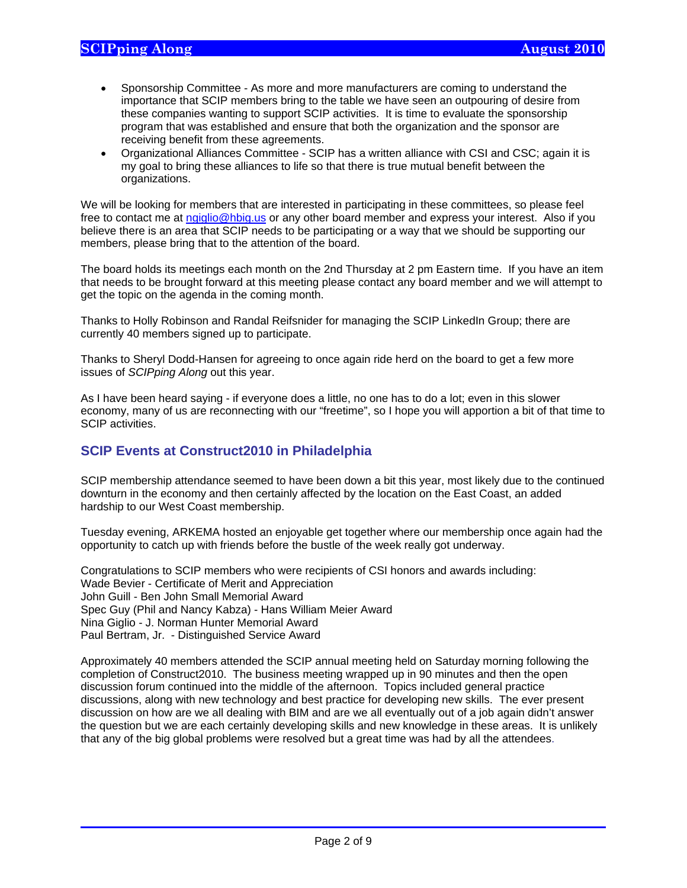- Sponsorship Committee - As more and more manufacturers are coming to understand the importance that SCIP members bring to the table we have seen an outpouring of desire from these companies wanting to support SCIP activities. It is time to evaluate the sponsorship program that was established and ensure that both the organization and the sponsor are receiving benefit from these agreements.
- Organizational Alliances Committee - SCIP has a written alliance with CSI and CSC; again it is my goal to bring these alliances to life so that there is true mutual benefit between the organizations.

We will be looking for members that are interested in participating in these committees, so please feel free to contact me at [ngiglio@hbig.us](mailto:ngiglio@hbig.us) or any other board member and express your interest. Also if you believe there is an area that SCIP needs to be participating or a way that we should be supporting our members, please bring that to the attention of the board.

The board holds its meetings each month on the 2nd Thursday at 2 pm Eastern time. If you have an item that needs to be brought forward at this meeting please contact any board member and we will attempt to get the topic on the agenda in the coming month.

Thanks to Holly Robinson and Randal Reifsnider for managing the SCIP LinkedIn Group; there are currently 40 members signed up to participate.

Thanks to Sheryl Dodd-Hansen for agreeing to once again ride herd on the board to get a few more issues of *SCIPping Along* out this year.

As I have been heard saying - if everyone does a little, no one has to do a lot; even in this slower economy, many of us are reconnecting with our "freetime", so I hope you will apportion a bit of that time to SCIP activities.

## SCIP Events at Construct2010 in Philadelphia

SCIP membership attendance seemed to have been down a bit this year, most likely due to the continued downturn in the economy and then certainly affected by the location on the East Coast, an added hardship to our West Coast membership.

Tuesday evening, ARKEMA hosted an enjoyable get together where our membership once again had the opportunity to catch up with friends before the bustle of the week really got underway.

Congratulations to SCIP members who were recipients of CSI honors and awards including:
Wade Bevier - Certificate of Merit and Appreciation
John Guill - Ben John Small Memorial Award
Spec Guy (Phil and Nancy Kabza) - Hans William Meier Award
Nina Giglio - J. Norman Hunter Memorial Award
Paul Bertram, Jr. - Distinguished Service Award

Approximately 40 members attended the SCIP annual meeting held on Saturday morning following the completion of Construct2010. The business meeting wrapped up in 90 minutes and then the open discussion forum continued into the middle of the afternoon. Topics included general practice discussions, along with new technology and best practice for developing new skills. The ever present discussion on how are we all dealing with BIM and are we all eventually out of a job again didn't answer the question but we are each certainly developing skills and new knowledge in these areas. It is unlikely that any of the big global problems were resolved but a great time was had by all the attendees.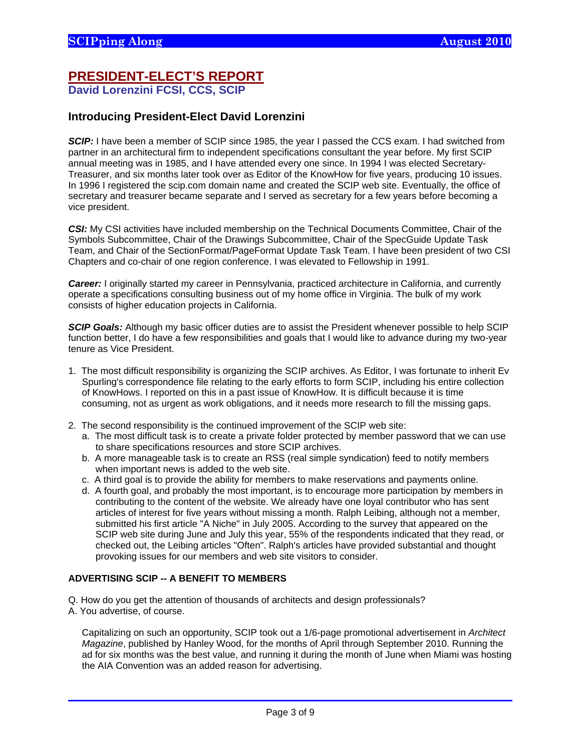## PRESIDENT-ELECT'S REPORT

**David Lorenzini FCSI, CCS, SCIP**

### Introducing President-Elect David Lorenzini

***SCIP:*** I have been a member of SCIP since 1985, the year I passed the CCS exam. I had switched from partner in an architectural firm to independent specifications consultant the year before. My first SCIP annual meeting was in 1985, and I have attended every one since. In 1994 I was elected Secretary-Treasurer, and six months later took over as Editor of the KnowHow for five years, producing 10 issues. In 1996 I registered the scip.com domain name and created the SCIP web site. Eventually, the office of secretary and treasurer became separate and I served as secretary for a few years before becoming a vice president.

***CSI:*** My CSI activities have included membership on the Technical Documents Committee, Chair of the Symbols Subcommittee, Chair of the Drawings Subcommittee, Chair of the SpecGuide Update Task Team, and Chair of the SectionFormat/PageFormat Update Task Team. I have been president of two CSI Chapters and co-chair of one region conference. I was elevated to Fellowship in 1991.

***Career:*** I originally started my career in Pennsylvania, practiced architecture in California, and currently operate a specifications consulting business out of my home office in Virginia. The bulk of my work consists of higher education projects in California.

***SCIP Goals:*** Although my basic officer duties are to assist the President whenever possible to help SCIP function better, I do have a few responsibilities and goals that I would like to advance during my two-year tenure as Vice President.

1. The most difficult responsibility is organizing the SCIP archives. As Editor, I was fortunate to inherit Ev Spurling's correspondence file relating to the early efforts to form SCIP, including his entire collection of KnowHows. I reported on this in a past issue of KnowHow. It is difficult because it is time consuming, not as urgent as work obligations, and it needs more research to fill the missing gaps.

2. The second responsibility is the continued improvement of the SCIP web site:
   a. The most difficult task is to create a private folder protected by member password that we can use to share specifications resources and store SCIP archives.
   b. A more manageable task is to create an RSS (real simple syndication) feed to notify members when important news is added to the web site.
   c. A third goal is to provide the ability for members to make reservations and payments online.
   d. A fourth goal, and probably the most important, is to encourage more participation by members in contributing to the content of the website. We already have one loyal contributor who has sent articles of interest for five years without missing a month. Ralph Leibing, although not a member, submitted his first article "A Niche" in July 2005. According to the survey that appeared on the SCIP web site during June and July this year, 55% of the respondents indicated that they read, or checked out, the Leibing articles "Often". Ralph's articles have provided substantial and thought provoking issues for our members and web site visitors to consider.

#### ADVERTISING SCIP -- A BENEFIT TO MEMBERS

Q. How do you get the attention of thousands of architects and design professionals?
A. You advertise, of course.

Capitalizing on such an opportunity, SCIP took out a 1/6-page promotional advertisement in *Architect Magazine*, published by Hanley Wood, for the months of April through September 2010. Running the ad for six months was the best value, and running it during the month of June when Miami was hosting the AIA Convention was an added reason for advertising.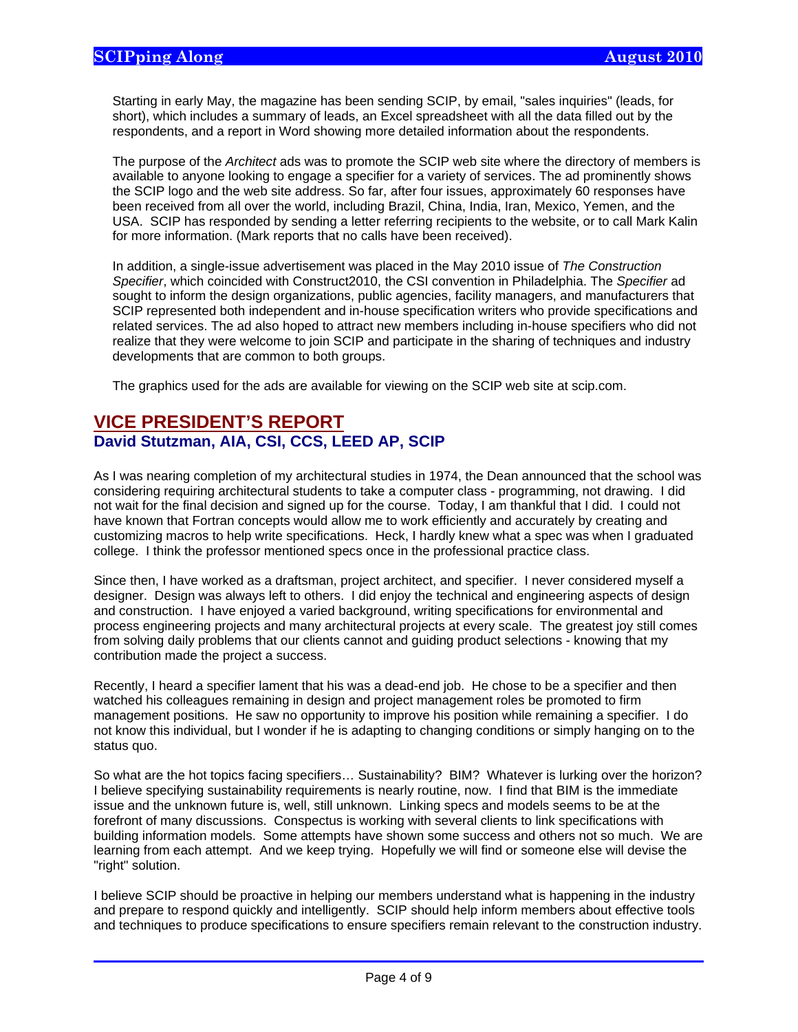Starting in early May, the magazine has been sending SCIP, by email, "sales inquiries" (leads, for short), which includes a summary of leads, an Excel spreadsheet with all the data filled out by the respondents, and a report in Word showing more detailed information about the respondents.

The purpose of the *Architect* ads was to promote the SCIP web site where the directory of members is available to anyone looking to engage a specifier for a variety of services. The ad prominently shows the SCIP logo and the web site address. So far, after four issues, approximately 60 responses have been received from all over the world, including Brazil, China, India, Iran, Mexico, Yemen, and the USA. SCIP has responded by sending a letter referring recipients to the website, or to call Mark Kalin for more information. (Mark reports that no calls have been received).

In addition, a single-issue advertisement was placed in the May 2010 issue of *The Construction Specifier*, which coincided with Construct2010, the CSI convention in Philadelphia. The *Specifier* ad sought to inform the design organizations, public agencies, facility managers, and manufacturers that SCIP represented both independent and in-house specification writers who provide specifications and related services. The ad also hoped to attract new members including in-house specifiers who did not realize that they were welcome to join SCIP and participate in the sharing of techniques and industry developments that are common to both groups.

The graphics used for the ads are available for viewing on the SCIP web site at scip.com.

## VICE PRESIDENT'S REPORT

### David Stutzman, AIA, CSI, CCS, LEED AP, SCIP

As I was nearing completion of my architectural studies in 1974, the Dean announced that the school was considering requiring architectural students to take a computer class - programming, not drawing. I did not wait for the final decision and signed up for the course. Today, I am thankful that I did. I could not have known that Fortran concepts would allow me to work efficiently and accurately by creating and customizing macros to help write specifications. Heck, I hardly knew what a spec was when I graduated college. I think the professor mentioned specs once in the professional practice class.

Since then, I have worked as a draftsman, project architect, and specifier. I never considered myself a designer. Design was always left to others. I did enjoy the technical and engineering aspects of design and construction. I have enjoyed a varied background, writing specifications for environmental and process engineering projects and many architectural projects at every scale. The greatest joy still comes from solving daily problems that our clients cannot and guiding product selections - knowing that my contribution made the project a success.

Recently, I heard a specifier lament that his was a dead-end job. He chose to be a specifier and then watched his colleagues remaining in design and project management roles be promoted to firm management positions. He saw no opportunity to improve his position while remaining a specifier. I do not know this individual, but I wonder if he is adapting to changing conditions or simply hanging on to the status quo.

So what are the hot topics facing specifiers… Sustainability? BIM? Whatever is lurking over the horizon? I believe specifying sustainability requirements is nearly routine, now. I find that BIM is the immediate issue and the unknown future is, well, still unknown. Linking specs and models seems to be at the forefront of many discussions. Conspectus is working with several clients to link specifications with building information models. Some attempts have shown some success and others not so much. We are learning from each attempt. And we keep trying. Hopefully we will find or someone else will devise the "right" solution.

I believe SCIP should be proactive in helping our members understand what is happening in the industry and prepare to respond quickly and intelligently. SCIP should help inform members about effective tools and techniques to produce specifications to ensure specifiers remain relevant to the construction industry.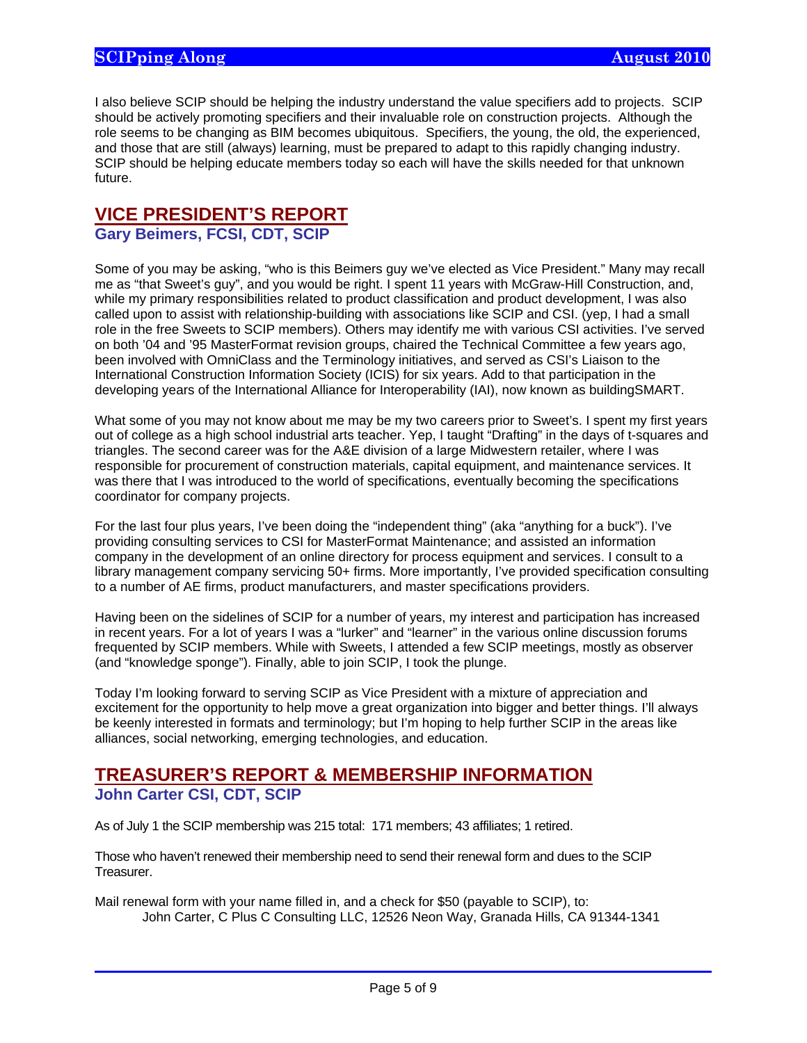I also believe SCIP should be helping the industry understand the value specifiers add to projects. SCIP should be actively promoting specifiers and their invaluable role on construction projects. Although the role seems to be changing as BIM becomes ubiquitous. Specifiers, the young, the old, the experienced, and those that are still (always) learning, must be prepared to adapt to this rapidly changing industry. SCIP should be helping educate members today so each will have the skills needed for that unknown future.

## VICE PRESIDENT'S REPORT

### Gary Beimers, FCSI, CDT, SCIP

Some of you may be asking, "who is this Beimers guy we've elected as Vice President." Many may recall me as "that Sweet's guy", and you would be right. I spent 11 years with McGraw-Hill Construction, and, while my primary responsibilities related to product classification and product development, I was also called upon to assist with relationship-building with associations like SCIP and CSI. (yep, I had a small role in the free Sweets to SCIP members). Others may identify me with various CSI activities. I've served on both '04 and '95 MasterFormat revision groups, chaired the Technical Committee a few years ago, been involved with OmniClass and the Terminology initiatives, and served as CSI's Liaison to the International Construction Information Society (ICIS) for six years. Add to that participation in the developing years of the International Alliance for Interoperability (IAI), now known as buildingSMART.

What some of you may not know about me may be my two careers prior to Sweet's. I spent my first years out of college as a high school industrial arts teacher. Yep, I taught "Drafting" in the days of t-squares and triangles. The second career was for the A&E division of a large Midwestern retailer, where I was responsible for procurement of construction materials, capital equipment, and maintenance services. It was there that I was introduced to the world of specifications, eventually becoming the specifications coordinator for company projects.

For the last four plus years, I've been doing the "independent thing" (aka "anything for a buck"). I've providing consulting services to CSI for MasterFormat Maintenance; and assisted an information company in the development of an online directory for process equipment and services. I consult to a library management company servicing 50+ firms. More importantly, I've provided specification consulting to a number of AE firms, product manufacturers, and master specifications providers.

Having been on the sidelines of SCIP for a number of years, my interest and participation has increased in recent years. For a lot of years I was a "lurker" and "learner" in the various online discussion forums frequented by SCIP members. While with Sweets, I attended a few SCIP meetings, mostly as observer (and "knowledge sponge"). Finally, able to join SCIP, I took the plunge.

Today I'm looking forward to serving SCIP as Vice President with a mixture of appreciation and excitement for the opportunity to help move a great organization into bigger and better things. I'll always be keenly interested in formats and terminology; but I'm hoping to help further SCIP in the areas like alliances, social networking, emerging technologies, and education.

## TREASURER'S REPORT & MEMBERSHIP INFORMATION

### John Carter CSI, CDT, SCIP

As of July 1 the SCIP membership was 215 total: 171 members; 43 affiliates; 1 retired.

Those who haven't renewed their membership need to send their renewal form and dues to the SCIP Treasurer.

Mail renewal form with your name filled in, and a check for $50 (payable to SCIP), to:
John Carter, C Plus C Consulting LLC, 12526 Neon Way, Granada Hills, CA 91344-1341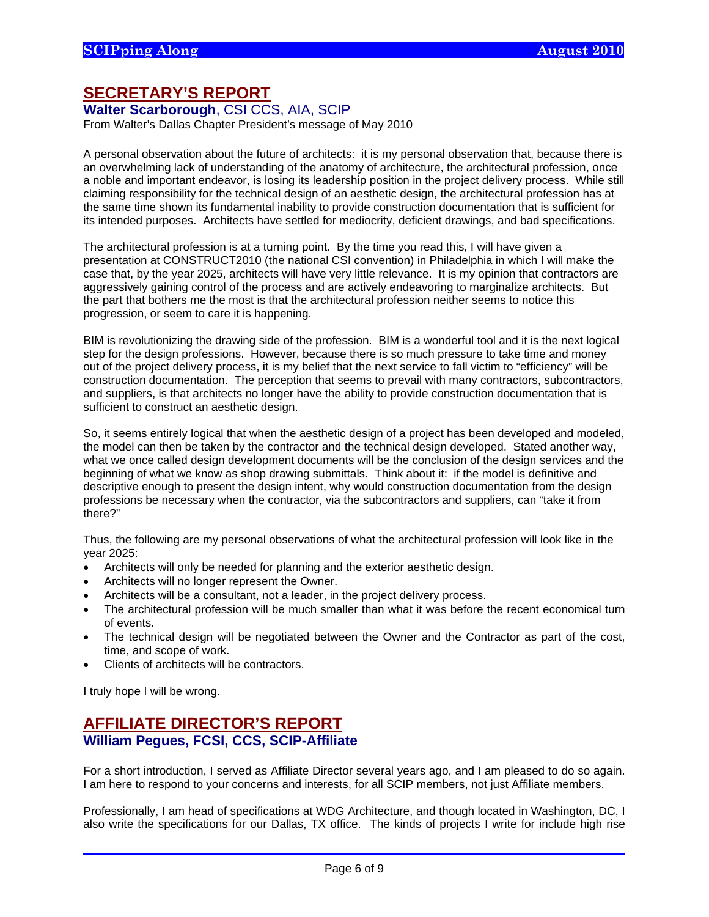## SECRETARY'S REPORT

**Walter Scarborough**, CSI CCS, AIA, SCIP

From Walter's Dallas Chapter President's message of May 2010

A personal observation about the future of architects: it is my personal observation that, because there is an overwhelming lack of understanding of the anatomy of architecture, the architectural profession, once a noble and important endeavor, is losing its leadership position in the project delivery process. While still claiming responsibility for the technical design of an aesthetic design, the architectural profession has at the same time shown its fundamental inability to provide construction documentation that is sufficient for its intended purposes. Architects have settled for mediocrity, deficient drawings, and bad specifications.

The architectural profession is at a turning point. By the time you read this, I will have given a presentation at CONSTRUCT2010 (the national CSI convention) in Philadelphia in which I will make the case that, by the year 2025, architects will have very little relevance. It is my opinion that contractors are aggressively gaining control of the process and are actively endeavoring to marginalize architects. But the part that bothers me the most is that the architectural profession neither seems to notice this progression, or seem to care it is happening.

BIM is revolutionizing the drawing side of the profession. BIM is a wonderful tool and it is the next logical step for the design professions. However, because there is so much pressure to take time and money out of the project delivery process, it is my belief that the next service to fall victim to "efficiency" will be construction documentation. The perception that seems to prevail with many contractors, subcontractors, and suppliers, is that architects no longer have the ability to provide construction documentation that is sufficient to construct an aesthetic design.

So, it seems entirely logical that when the aesthetic design of a project has been developed and modeled, the model can then be taken by the contractor and the technical design developed. Stated another way, what we once called design development documents will be the conclusion of the design services and the beginning of what we know as shop drawing submittals. Think about it: if the model is definitive and descriptive enough to present the design intent, why would construction documentation from the design professions be necessary when the contractor, via the subcontractors and suppliers, can "take it from there?"

Thus, the following are my personal observations of what the architectural profession will look like in the year 2025:

- Architects will only be needed for planning and the exterior aesthetic design.
- Architects will no longer represent the Owner.
- Architects will be a consultant, not a leader, in the project delivery process.
- The architectural profession will be much smaller than what it was before the recent economical turn of events.
- The technical design will be negotiated between the Owner and the Contractor as part of the cost, time, and scope of work.
- Clients of architects will be contractors.

I truly hope I will be wrong.

## AFFILIATE DIRECTOR'S REPORT

**William Pegues, FCSI, CCS, SCIP-Affiliate**

For a short introduction, I served as Affiliate Director several years ago, and I am pleased to do so again. I am here to respond to your concerns and interests, for all SCIP members, not just Affiliate members.

Professionally, I am head of specifications at WDG Architecture, and though located in Washington, DC, I also write the specifications for our Dallas, TX office. The kinds of projects I write for include high rise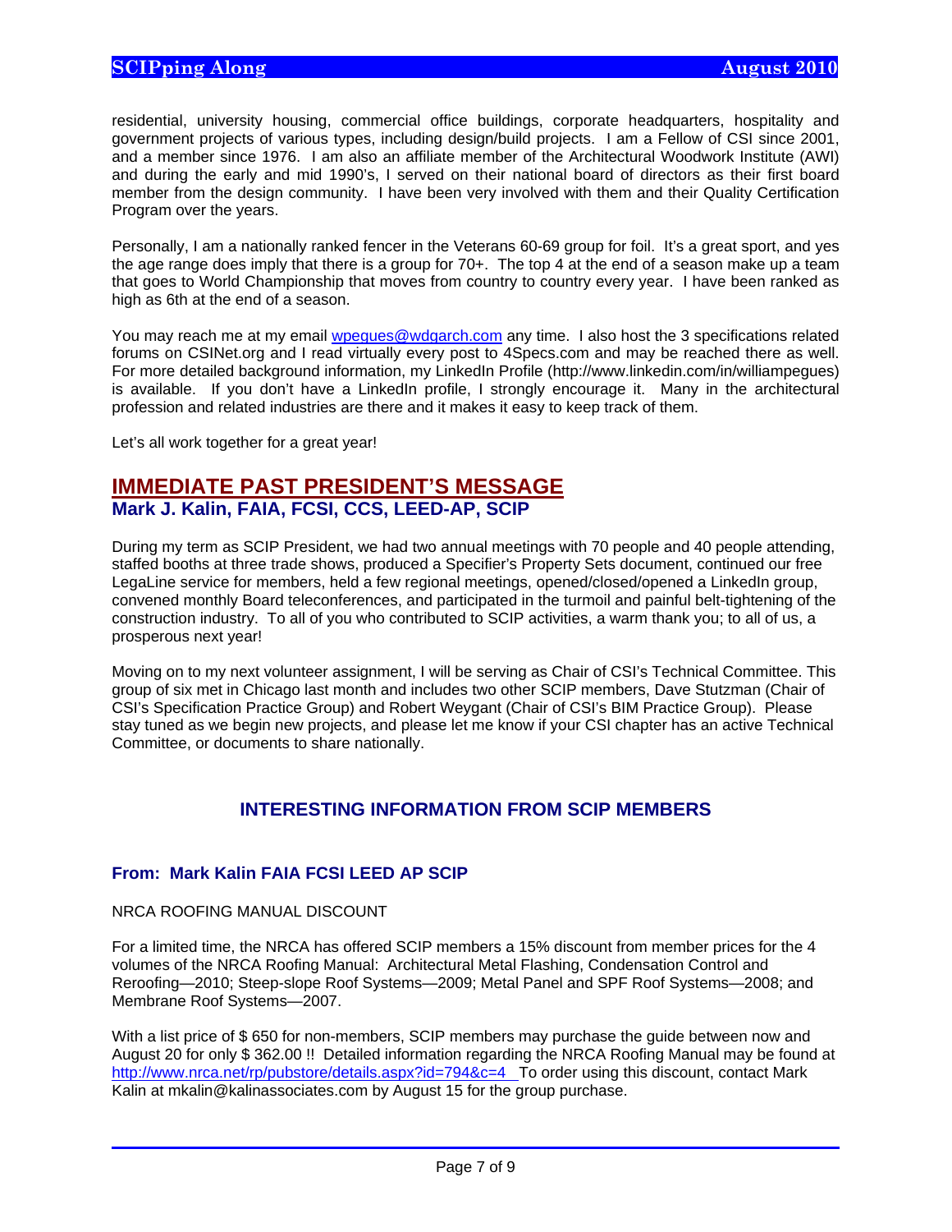residential, university housing, commercial office buildings, corporate headquarters, hospitality and government projects of various types, including design/build projects. I am a Fellow of CSI since 2001, and a member since 1976. I am also an affiliate member of the Architectural Woodwork Institute (AWI) and during the early and mid 1990's, I served on their national board of directors as their first board member from the design community. I have been very involved with them and their Quality Certification Program over the years.

Personally, I am a nationally ranked fencer in the Veterans 60-69 group for foil. It's a great sport, and yes the age range does imply that there is a group for 70+. The top 4 at the end of a season make up a team that goes to World Championship that moves from country to country every year. I have been ranked as high as 6th at the end of a season.

You may reach me at my email wpegues@wdgarch.com any time. I also host the 3 specifications related forums on CSINet.org and I read virtually every post to 4Specs.com and may be reached there as well. For more detailed background information, my LinkedIn Profile (http://www.linkedin.com/in/williampegues) is available. If you don't have a LinkedIn profile, I strongly encourage it. Many in the architectural profession and related industries are there and it makes it easy to keep track of them.

Let's all work together for a great year!

## IMMEDIATE PAST PRESIDENT'S MESSAGE

### Mark J. Kalin, FAIA, FCSI, CCS, LEED-AP, SCIP

During my term as SCIP President, we had two annual meetings with 70 people and 40 people attending, staffed booths at three trade shows, produced a Specifier's Property Sets document, continued our free LegaLine service for members, held a few regional meetings, opened/closed/opened a LinkedIn group, convened monthly Board teleconferences, and participated in the turmoil and painful belt-tightening of the construction industry. To all of you who contributed to SCIP activities, a warm thank you; to all of us, a prosperous next year!

Moving on to my next volunteer assignment, I will be serving as Chair of CSI's Technical Committee. This group of six met in Chicago last month and includes two other SCIP members, Dave Stutzman (Chair of CSI's Specification Practice Group) and Robert Weygant (Chair of CSI's BIM Practice Group). Please stay tuned as we begin new projects, and please let me know if your CSI chapter has an active Technical Committee, or documents to share nationally.

## INTERESTING INFORMATION FROM SCIP MEMBERS

### From: Mark Kalin FAIA FCSI LEED AP SCIP

NRCA ROOFING MANUAL DISCOUNT

For a limited time, the NRCA has offered SCIP members a 15% discount from member prices for the 4 volumes of the NRCA Roofing Manual: Architectural Metal Flashing, Condensation Control and Reroofing—2010; Steep-slope Roof Systems—2009; Metal Panel and SPF Roof Systems—2008; and Membrane Roof Systems—2007.

With a list price of $ 650 for non-members, SCIP members may purchase the guide between now and August 20 for only $ 362.00 !! Detailed information regarding the NRCA Roofing Manual may be found at http://www.nrca.net/rp/pubstore/details.aspx?id=794&c=4 To order using this discount, contact Mark Kalin at mkalin@kalinassociates.com by August 15 for the group purchase.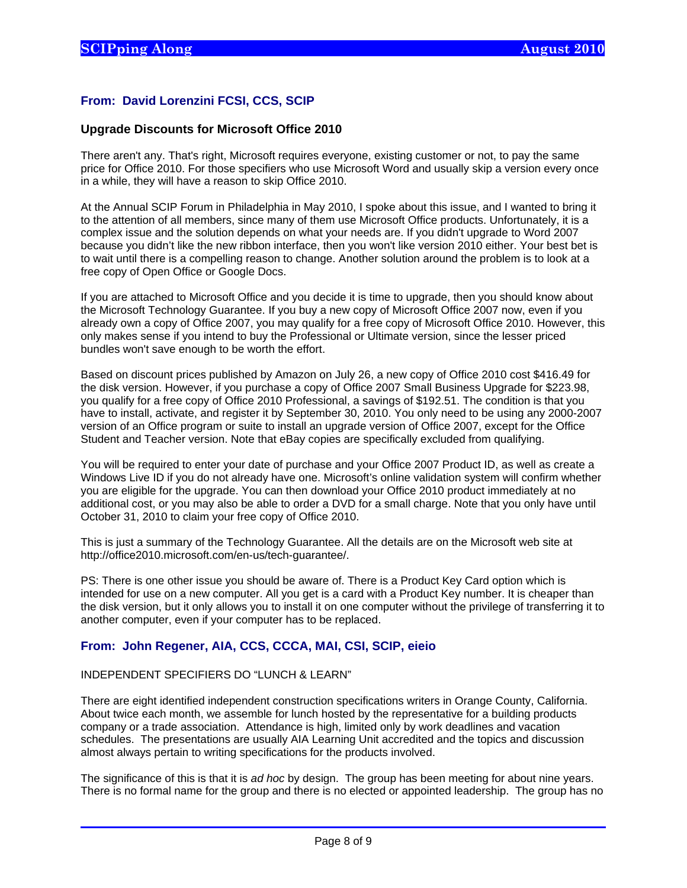### From: David Lorenzini FCSI, CCS, SCIP

**Upgrade Discounts for Microsoft Office 2010**

There aren't any. That's right, Microsoft requires everyone, existing customer or not, to pay the same price for Office 2010. For those specifiers who use Microsoft Word and usually skip a version every once in a while, they will have a reason to skip Office 2010.

At the Annual SCIP Forum in Philadelphia in May 2010, I spoke about this issue, and I wanted to bring it to the attention of all members, since many of them use Microsoft Office products. Unfortunately, it is a complex issue and the solution depends on what your needs are. If you didn't upgrade to Word 2007 because you didn't like the new ribbon interface, then you won't like version 2010 either. Your best bet is to wait until there is a compelling reason to change. Another solution around the problem is to look at a free copy of Open Office or Google Docs.

If you are attached to Microsoft Office and you decide it is time to upgrade, then you should know about the Microsoft Technology Guarantee. If you buy a new copy of Microsoft Office 2007 now, even if you already own a copy of Office 2007, you may qualify for a free copy of Microsoft Office 2010. However, this only makes sense if you intend to buy the Professional or Ultimate version, since the lesser priced bundles won't save enough to be worth the effort.

Based on discount prices published by Amazon on July 26, a new copy of Office 2010 cost $416.49 for the disk version. However, if you purchase a copy of Office 2007 Small Business Upgrade for $223.98, you qualify for a free copy of Office 2010 Professional, a savings of $192.51. The condition is that you have to install, activate, and register it by September 30, 2010. You only need to be using any 2000-2007 version of an Office program or suite to install an upgrade version of Office 2007, except for the Office Student and Teacher version. Note that eBay copies are specifically excluded from qualifying.

You will be required to enter your date of purchase and your Office 2007 Product ID, as well as create a Windows Live ID if you do not already have one. Microsoft's online validation system will confirm whether you are eligible for the upgrade. You can then download your Office 2010 product immediately at no additional cost, or you may also be able to order a DVD for a small charge. Note that you only have until October 31, 2010 to claim your free copy of Office 2010.

This is just a summary of the Technology Guarantee. All the details are on the Microsoft web site at http://office2010.microsoft.com/en-us/tech-guarantee/.

PS: There is one other issue you should be aware of. There is a Product Key Card option which is intended for use on a new computer. All you get is a card with a Product Key number. It is cheaper than the disk version, but it only allows you to install it on one computer without the privilege of transferring it to another computer, even if your computer has to be replaced.

### From: John Regener, AIA, CCS, CCCA, MAI, CSI, SCIP, eieio

INDEPENDENT SPECIFIERS DO "LUNCH & LEARN"

There are eight identified independent construction specifications writers in Orange County, California. About twice each month, we assemble for lunch hosted by the representative for a building products company or a trade association. Attendance is high, limited only by work deadlines and vacation schedules. The presentations are usually AIA Learning Unit accredited and the topics and discussion almost always pertain to writing specifications for the products involved.

The significance of this is that it is *ad hoc* by design. The group has been meeting for about nine years. There is no formal name for the group and there is no elected or appointed leadership. The group has no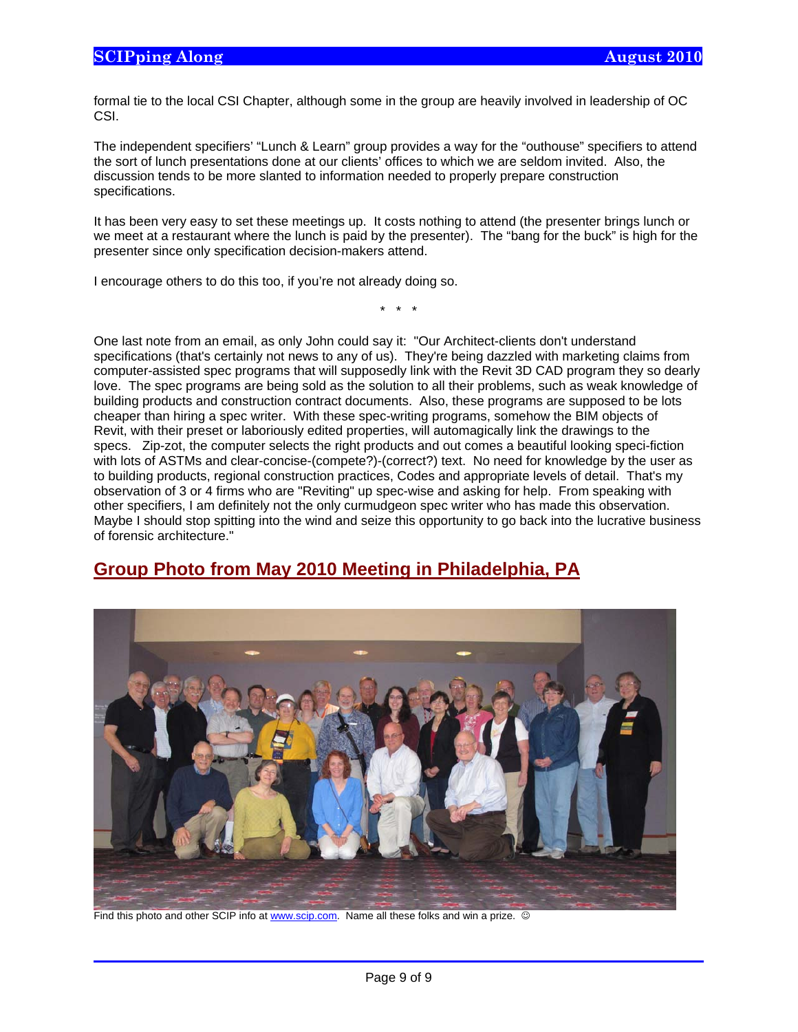formal tie to the local CSI Chapter, although some in the group are heavily involved in leadership of OC CSI.

The independent specifiers' "Lunch & Learn" group provides a way for the "outhouse" specifiers to attend the sort of lunch presentations done at our clients' offices to which we are seldom invited. Also, the discussion tends to be more slanted to information needed to properly prepare construction specifications.

It has been very easy to set these meetings up. It costs nothing to attend (the presenter brings lunch or we meet at a restaurant where the lunch is paid by the presenter). The "bang for the buck" is high for the presenter since only specification decision-makers attend.

I encourage others to do this too, if you're not already doing so.

\* \* \*

One last note from an email, as only John could say it: "Our Architect-clients don't understand specifications (that's certainly not news to any of us). They're being dazzled with marketing claims from computer-assisted spec programs that will supposedly link with the Revit 3D CAD program they so dearly love. The spec programs are being sold as the solution to all their problems, such as weak knowledge of building products and construction contract documents. Also, these programs are supposed to be lots cheaper than hiring a spec writer. With these spec-writing programs, somehow the BIM objects of Revit, with their preset or laboriously edited properties, will automagically link the drawings to the specs. Zip-zot, the computer selects the right products and out comes a beautiful looking speci-fiction with lots of ASTMs and clear-concise-(compete?)-(correct?) text. No need for knowledge by the user as to building products, regional construction practices, Codes and appropriate levels of detail. That's my observation of 3 or 4 firms who are "Reviting" up spec-wise and asking for help. From speaking with other specifiers, I am definitely not the only curmudgeon spec writer who has made this observation. Maybe I should stop spitting into the wind and seize this opportunity to go back into the lucrative business of forensic architecture."

## Group Photo from May 2010 Meeting in Philadelphia, PA

Find this photo and other SCIP info at www.scip.com. Name all these folks and win a prize. ☺